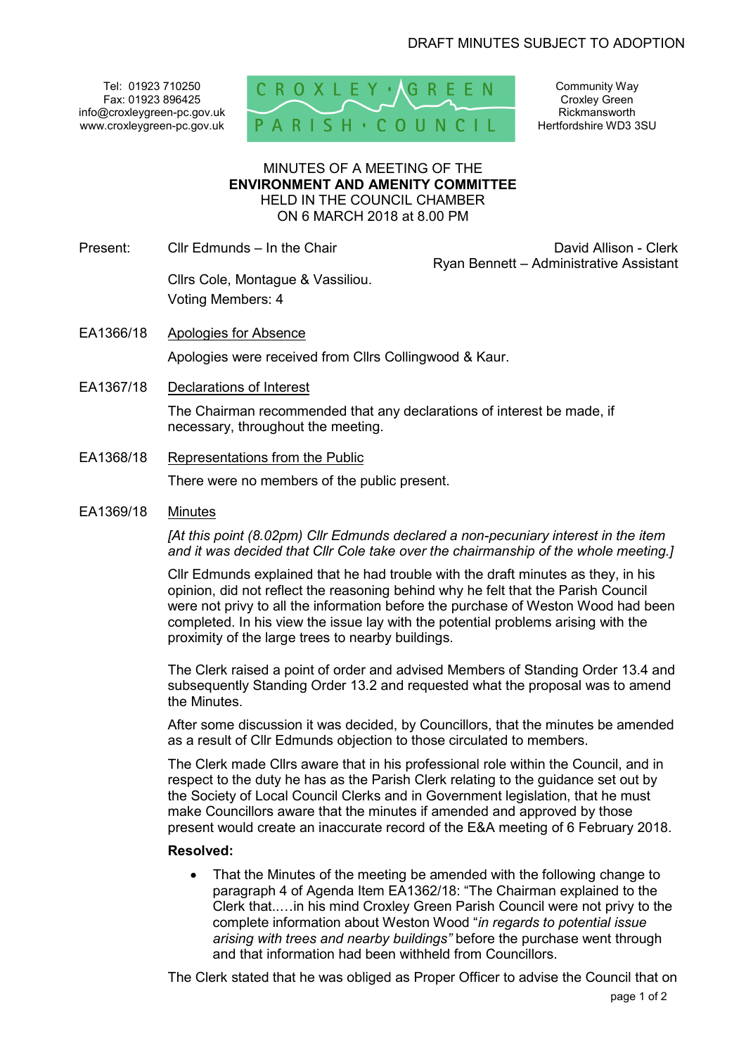DRAFT MINUTES SUBJECT TO ADOPTION

Tel: 01923 710250
Fax: 01923 896425
info@croxleygreen-pc.gov.uk
www.croxleygreen-pc.gov.uk

CROXLEY GREEN PARISH COUNCIL

Community Way
Croxley Green
Rickmansworth
Hertfordshire WD3 3SU

MINUTES OF A MEETING OF THE
**ENVIRONMENT AND AMENITY COMMITTEE**
HELD IN THE COUNCIL CHAMBER
ON 6 MARCH 2018 at 8.00 PM

Present: Cllr Edmunds – In the Chair

Cllrs Cole, Montague & Vassiliou.
Voting Members: 4

David Allison - Clerk
Ryan Bennett – Administrative Assistant

EA1366/18 Apologies for Absence

Apologies were received from Cllrs Collingwood & Kaur.

EA1367/18 Declarations of Interest

The Chairman recommended that any declarations of interest be made, if necessary, throughout the meeting.

EA1368/18 Representations from the Public

There were no members of the public present.

EA1369/18 Minutes

*[At this point (8.02pm) Cllr Edmunds declared a non-pecuniary interest in the item and it was decided that Cllr Cole take over the chairmanship of the whole meeting.]*

Cllr Edmunds explained that he had trouble with the draft minutes as they, in his opinion, did not reflect the reasoning behind why he felt that the Parish Council were not privy to all the information before the purchase of Weston Wood had been completed. In his view the issue lay with the potential problems arising with the proximity of the large trees to nearby buildings.

The Clerk raised a point of order and advised Members of Standing Order 13.4 and subsequently Standing Order 13.2 and requested what the proposal was to amend the Minutes.

After some discussion it was decided, by Councillors, that the minutes be amended as a result of Cllr Edmunds objection to those circulated to members.

The Clerk made Cllrs aware that in his professional role within the Council, and in respect to the duty he has as the Parish Clerk relating to the guidance set out by the Society of Local Council Clerks and in Government legislation, that he must make Councillors aware that the minutes if amended and approved by those present would create an inaccurate record of the E&A meeting of 6 February 2018.

**Resolved:**

- That the Minutes of the meeting be amended with the following change to paragraph 4 of Agenda Item EA1362/18: "The Chairman explained to the Clerk that.….in his mind Croxley Green Parish Council were not privy to the complete information about Weston Wood "*in regards to potential issue arising with trees and nearby buildings"* before the purchase went through and that information had been withheld from Councillors.

The Clerk stated that he was obliged as Proper Officer to advise the Council that on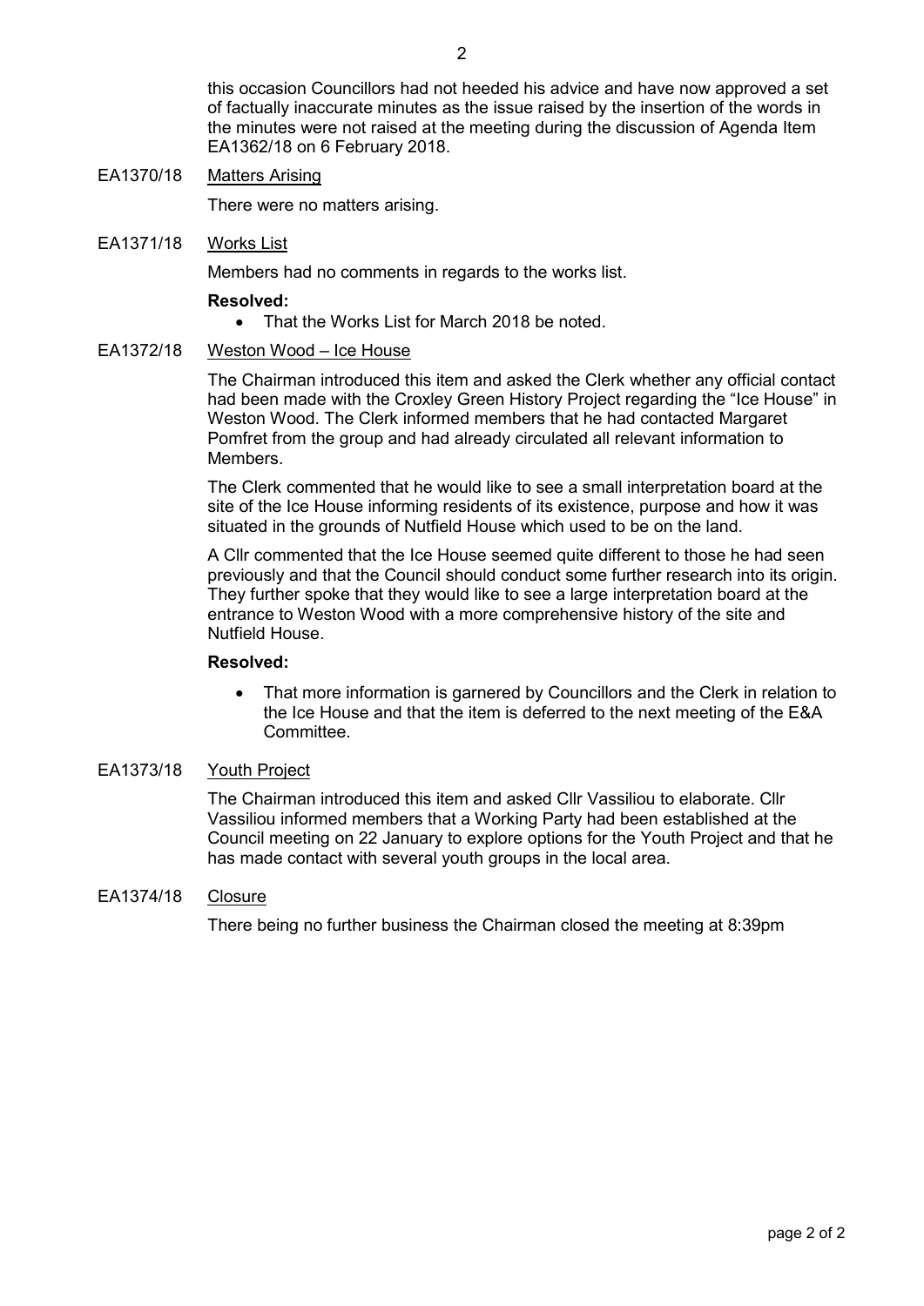this occasion Councillors had not heeded his advice and have now approved a set of factually inaccurate minutes as the issue raised by the insertion of the words in the minutes were not raised at the meeting during the discussion of Agenda Item EA1362/18 on 6 February 2018.

EA1370/18 Matters Arising

There were no matters arising.

EA1371/18 Works List

Members had no comments in regards to the works list.

**Resolved:**

- That the Works List for March 2018 be noted.

EA1372/18 Weston Wood – Ice House

The Chairman introduced this item and asked the Clerk whether any official contact had been made with the Croxley Green History Project regarding the "Ice House" in Weston Wood. The Clerk informed members that he had contacted Margaret Pomfret from the group and had already circulated all relevant information to Members.

The Clerk commented that he would like to see a small interpretation board at the site of the Ice House informing residents of its existence, purpose and how it was situated in the grounds of Nutfield House which used to be on the land.

A Cllr commented that the Ice House seemed quite different to those he had seen previously and that the Council should conduct some further research into its origin. They further spoke that they would like to see a large interpretation board at the entrance to Weston Wood with a more comprehensive history of the site and Nutfield House.

**Resolved:**

- That more information is garnered by Councillors and the Clerk in relation to the Ice House and that the item is deferred to the next meeting of the E&A Committee.

EA1373/18 Youth Project

The Chairman introduced this item and asked Cllr Vassiliou to elaborate. Cllr Vassiliou informed members that a Working Party had been established at the Council meeting on 22 January to explore options for the Youth Project and that he has made contact with several youth groups in the local area.

EA1374/18 Closure

There being no further business the Chairman closed the meeting at 8:39pm